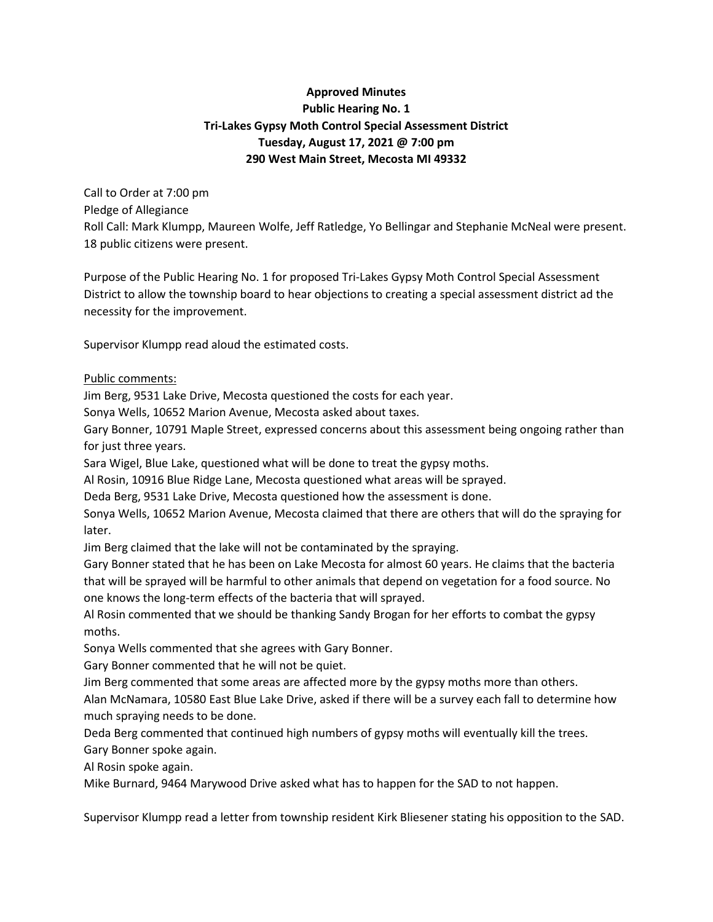# Approved Minutes
## Public Hearing No. 1
## Tri-Lakes Gypsy Moth Control Special Assessment District
## Tuesday, August 17, 2021 @ 7:00 pm
## 290 West Main Street, Mecosta MI 49332

Call to Order at 7:00 pm
Pledge of Allegiance
Roll Call: Mark Klumpp, Maureen Wolfe, Jeff Ratledge, Yo Bellingar and Stephanie McNeal were present. 18 public citizens were present.

Purpose of the Public Hearing No. 1 for proposed Tri-Lakes Gypsy Moth Control Special Assessment District to allow the township board to hear objections to creating a special assessment district ad the necessity for the improvement.

Supervisor Klumpp read aloud the estimated costs.

<u>Public comments:</u>

Jim Berg, 9531 Lake Drive, Mecosta questioned the costs for each year.
Sonya Wells, 10652 Marion Avenue, Mecosta asked about taxes.
Gary Bonner, 10791 Maple Street, expressed concerns about this assessment being ongoing rather than for just three years.
Sara Wigel, Blue Lake, questioned what will be done to treat the gypsy moths.
Al Rosin, 10916 Blue Ridge Lane, Mecosta questioned what areas will be sprayed.
Deda Berg, 9531 Lake Drive, Mecosta questioned how the assessment is done.
Sonya Wells, 10652 Marion Avenue, Mecosta claimed that there are others that will do the spraying for later.
Jim Berg claimed that the lake will not be contaminated by the spraying.
Gary Bonner stated that he has been on Lake Mecosta for almost 60 years. He claims that the bacteria that will be sprayed will be harmful to other animals that depend on vegetation for a food source. No one knows the long-term effects of the bacteria that will sprayed.
Al Rosin commented that we should be thanking Sandy Brogan for her efforts to combat the gypsy moths.
Sonya Wells commented that she agrees with Gary Bonner.
Gary Bonner commented that he will not be quiet.
Jim Berg commented that some areas are affected more by the gypsy moths more than others.
Alan McNamara, 10580 East Blue Lake Drive, asked if there will be a survey each fall to determine how much spraying needs to be done.
Deda Berg commented that continued high numbers of gypsy moths will eventually kill the trees.
Gary Bonner spoke again.
Al Rosin spoke again.
Mike Burnard, 9464 Marywood Drive asked what has to happen for the SAD to not happen.

Supervisor Klumpp read a letter from township resident Kirk Bliesener stating his opposition to the SAD.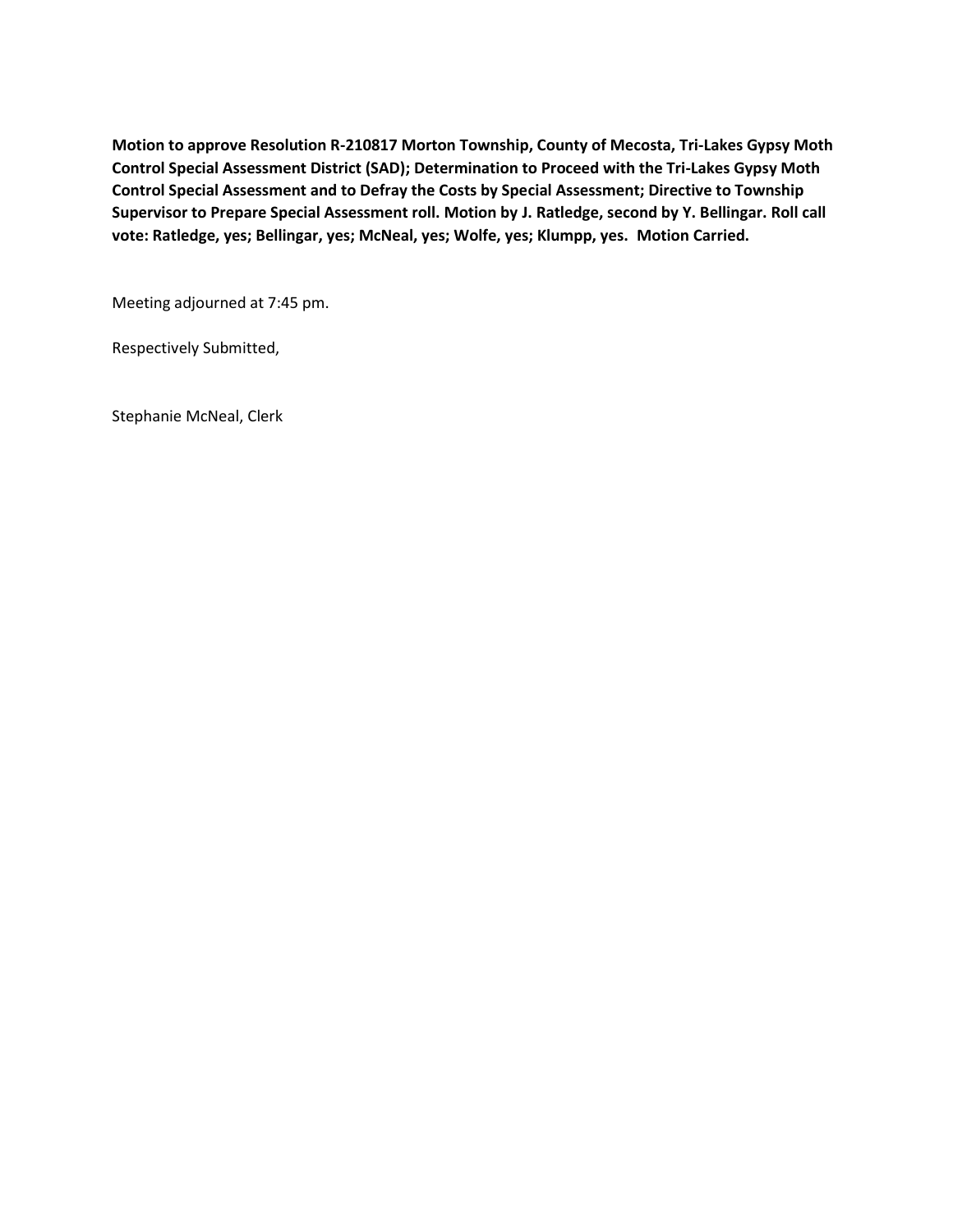**Motion to approve Resolution R-210817 Morton Township, County of Mecosta, Tri-Lakes Gypsy Moth Control Special Assessment District (SAD); Determination to Proceed with the Tri-Lakes Gypsy Moth Control Special Assessment and to Defray the Costs by Special Assessment; Directive to Township Supervisor to Prepare Special Assessment roll. Motion by J. Ratledge, second by Y. Bellingar. Roll call vote: Ratledge, yes; Bellingar, yes; McNeal, yes; Wolfe, yes; Klumpp, yes. Motion Carried.**

Meeting adjourned at 7:45 pm.

Respectively Submitted,

Stephanie McNeal, Clerk